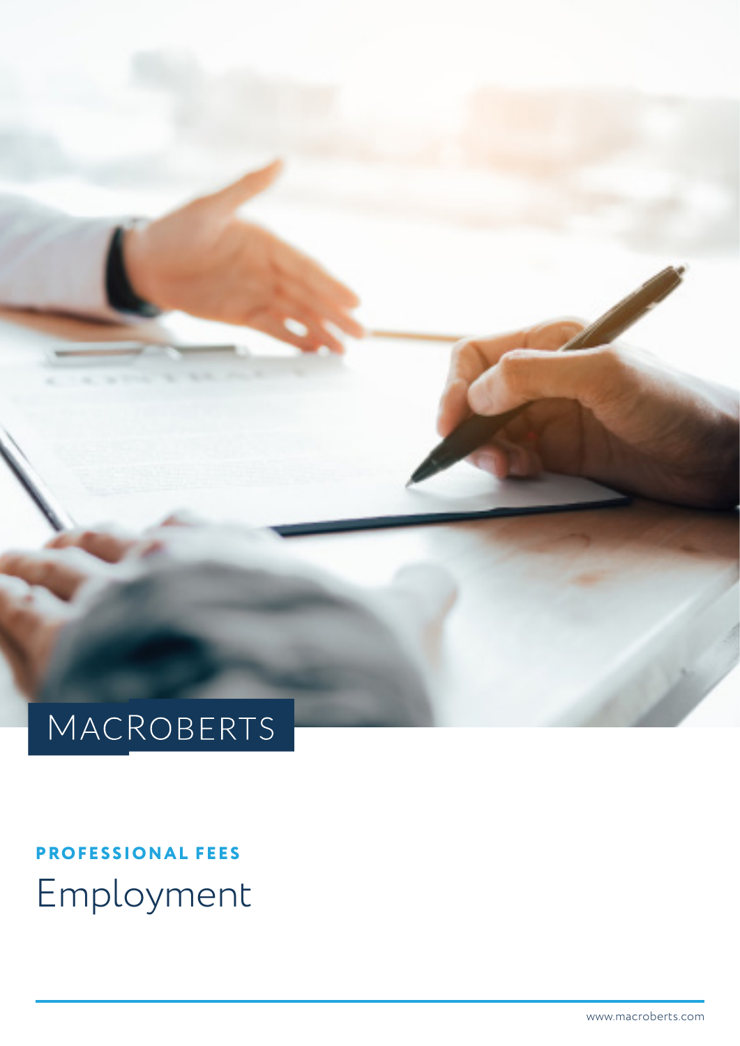MACROBERTS

**PROFESSIONAL FEES**

# Employment

www.macroberts.com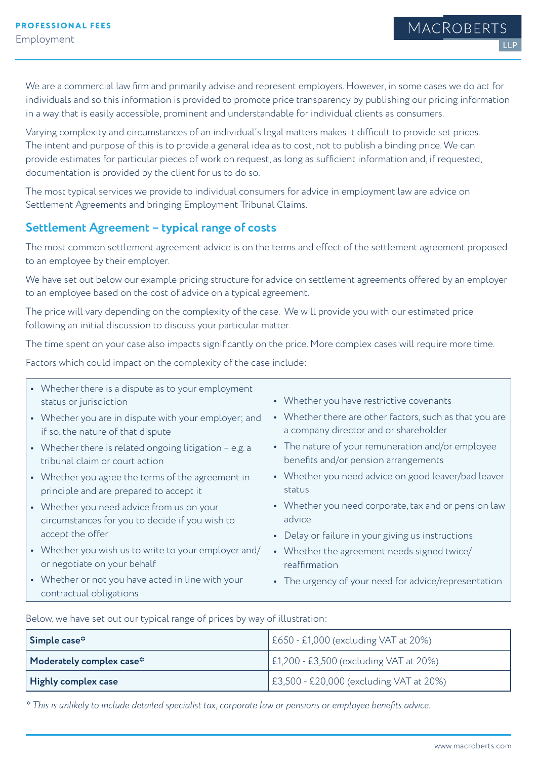We are a commercial law firm and primarily advise and represent employers. However, in some cases we do act for individuals and so this information is provided to promote price transparency by publishing our pricing information in a way that is easily accessible, prominent and understandable for individual clients as consumers.

Varying complexity and circumstances of an individual's legal matters makes it difficult to provide set prices. The intent and purpose of this is to provide a general idea as to cost, not to publish a binding price. We can provide estimates for particular pieces of work on request, as long as sufficient information and, if requested, documentation is provided by the client for us to do so.

The most typical services we provide to individual consumers for advice in employment law are advice on Settlement Agreements and bringing Employment Tribunal Claims.

## Settlement Agreement – typical range of costs

The most common settlement agreement advice is on the terms and effect of the settlement agreement proposed to an employee by their employer.

We have set out below our example pricing structure for advice on settlement agreements offered by an employer to an employee based on the cost of advice on a typical agreement.

The price will vary depending on the complexity of the case. We will provide you with our estimated price following an initial discussion to discuss your particular matter.

The time spent on your case also impacts significantly on the price. More complex cases will require more time.

Factors which could impact on the complexity of the case include:

- Whether there is a dispute as to your employment status or jurisdiction
- Whether you are in dispute with your employer; and if so, the nature of that dispute
- Whether there is related ongoing litigation – e.g. a tribunal claim or court action
- Whether you agree the terms of the agreement in principle and are prepared to accept it
- Whether you need advice from us on your circumstances for you to decide if you wish to accept the offer
- Whether you wish us to write to your employer and/or negotiate on your behalf
- Whether or not you have acted in line with your contractual obligations
- Whether you have restrictive covenants
- Whether there are other factors, such as that you are a company director and or shareholder
- The nature of your remuneration and/or employee benefits and/or pension arrangements
- Whether you need advice on good leaver/bad leaver status
- Whether you need corporate, tax and or pension law advice
- Delay or failure in your giving us instructions
- Whether the agreement needs signed twice/reaffirmation
- The urgency of your need for advice/representation

Below, we have set out our typical range of prices by way of illustration:

| | |
|---|---|
| **Simple case*** | £650 - £1,000 (excluding VAT at 20%) |
| **Moderately complex case*** | £1,200 - £3,500 (excluding VAT at 20%) |
| **Highly complex case** | £3,500 - £20,000 (excluding VAT at 20%) |

*\* This is unlikely to include detailed specialist tax, corporate law or pensions or employee benefits advice.*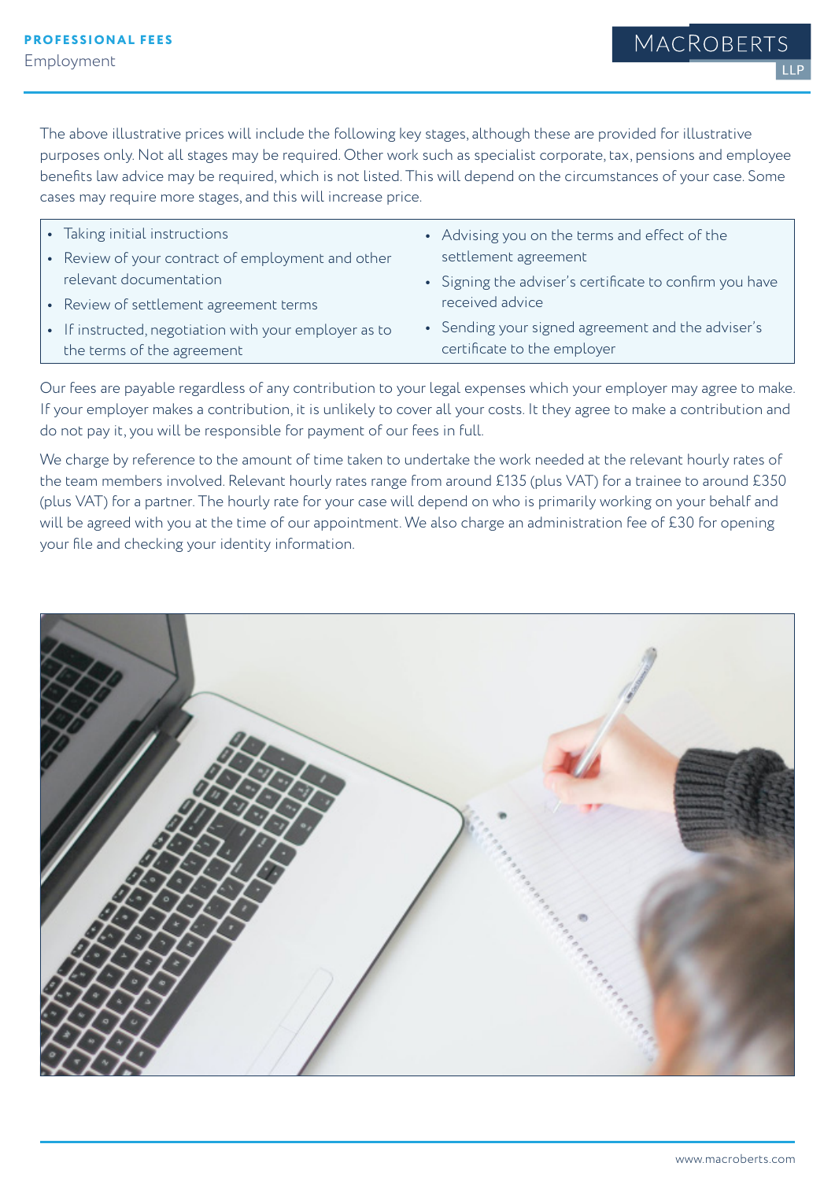The above illustrative prices will include the following key stages, although these are provided for illustrative purposes only. Not all stages may be required. Other work such as specialist corporate, tax, pensions and employee benefits law advice may be required, which is not listed. This will depend on the circumstances of your case. Some cases may require more stages, and this will increase price.

- Taking initial instructions
- Review of your contract of employment and other relevant documentation
- Review of settlement agreement terms
- If instructed, negotiation with your employer as to the terms of the agreement
- Advising you on the terms and effect of the settlement agreement
- Signing the adviser's certificate to confirm you have received advice
- Sending your signed agreement and the adviser's certificate to the employer

Our fees are payable regardless of any contribution to your legal expenses which your employer may agree to make. If your employer makes a contribution, it is unlikely to cover all your costs. It they agree to make a contribution and do not pay it, you will be responsible for payment of our fees in full.

We charge by reference to the amount of time taken to undertake the work needed at the relevant hourly rates of the team members involved. Relevant hourly rates range from around £135 (plus VAT) for a trainee to around £350 (plus VAT) for a partner. The hourly rate for your case will depend on who is primarily working on your behalf and will be agreed with you at the time of our appointment. We also charge an administration fee of £30 for opening your file and checking your identity information.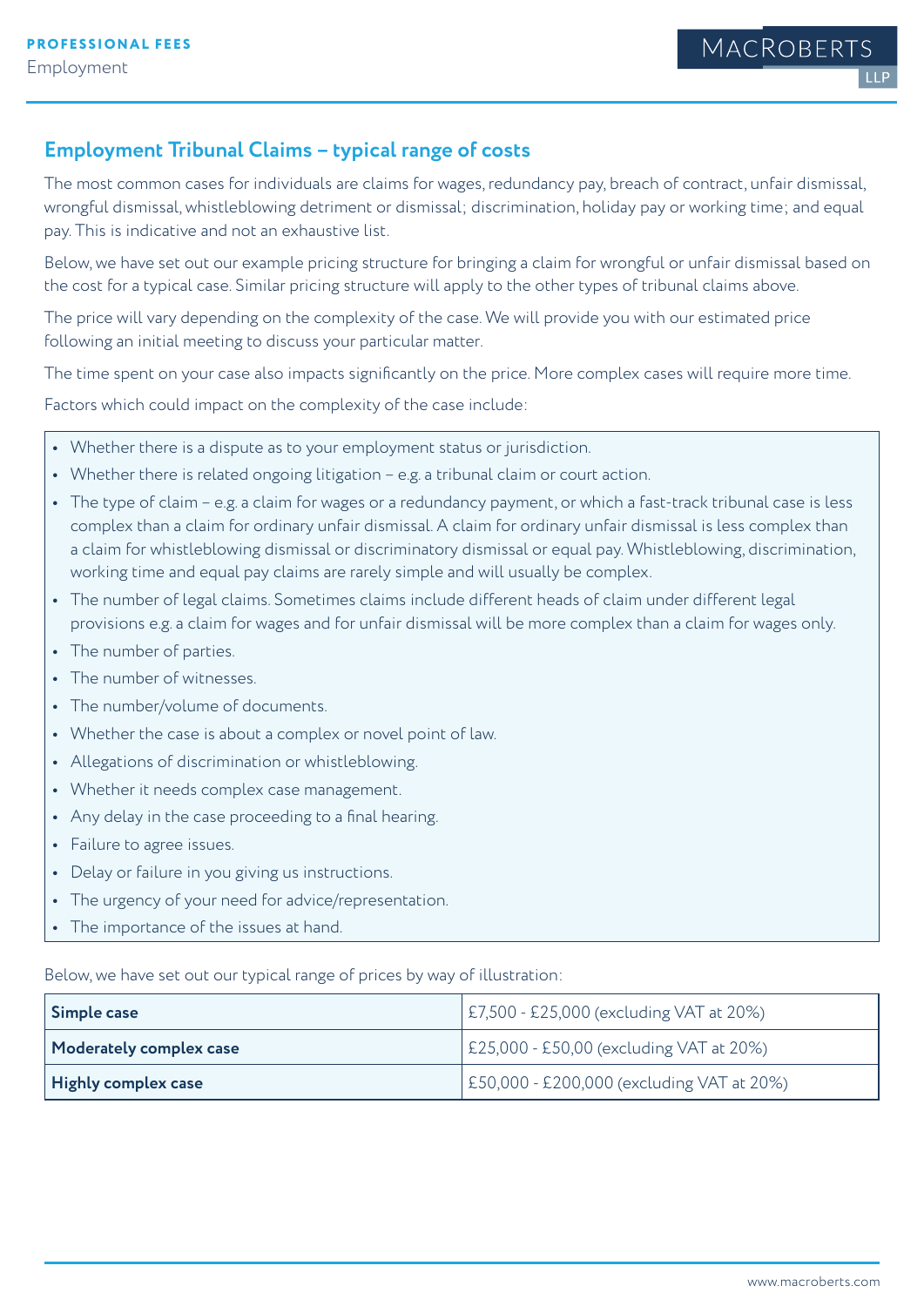## Employment Tribunal Claims – typical range of costs

The most common cases for individuals are claims for wages, redundancy pay, breach of contract, unfair dismissal, wrongful dismissal, whistleblowing detriment or dismissal; discrimination, holiday pay or working time; and equal pay. This is indicative and not an exhaustive list.

Below, we have set out our example pricing structure for bringing a claim for wrongful or unfair dismissal based on the cost for a typical case. Similar pricing structure will apply to the other types of tribunal claims above.

The price will vary depending on the complexity of the case. We will provide you with our estimated price following an initial meeting to discuss your particular matter.

The time spent on your case also impacts significantly on the price. More complex cases will require more time.

Factors which could impact on the complexity of the case include:

- Whether there is a dispute as to your employment status or jurisdiction.
- Whether there is related ongoing litigation – e.g. a tribunal claim or court action.
- The type of claim – e.g. a claim for wages or a redundancy payment, or which a fast-track tribunal case is less complex than a claim for ordinary unfair dismissal. A claim for ordinary unfair dismissal is less complex than a claim for whistleblowing dismissal or discriminatory dismissal or equal pay. Whistleblowing, discrimination, working time and equal pay claims are rarely simple and will usually be complex.
- The number of legal claims. Sometimes claims include different heads of claim under different legal provisions e.g. a claim for wages and for unfair dismissal will be more complex than a claim for wages only.
- The number of parties.
- The number of witnesses.
- The number/volume of documents.
- Whether the case is about a complex or novel point of law.
- Allegations of discrimination or whistleblowing.
- Whether it needs complex case management.
- Any delay in the case proceeding to a final hearing.
- Failure to agree issues.
- Delay or failure in you giving us instructions.
- The urgency of your need for advice/representation.
- The importance of the issues at hand.

Below, we have set out our typical range of prices by way of illustration:

| | |
|---|---|
| **Simple case** | £7,500 - £25,000 (excluding VAT at 20%) |
| **Moderately complex case** | £25,000 - £50,00 (excluding VAT at 20%) |
| **Highly complex case** | £50,000 - £200,000 (excluding VAT at 20%) |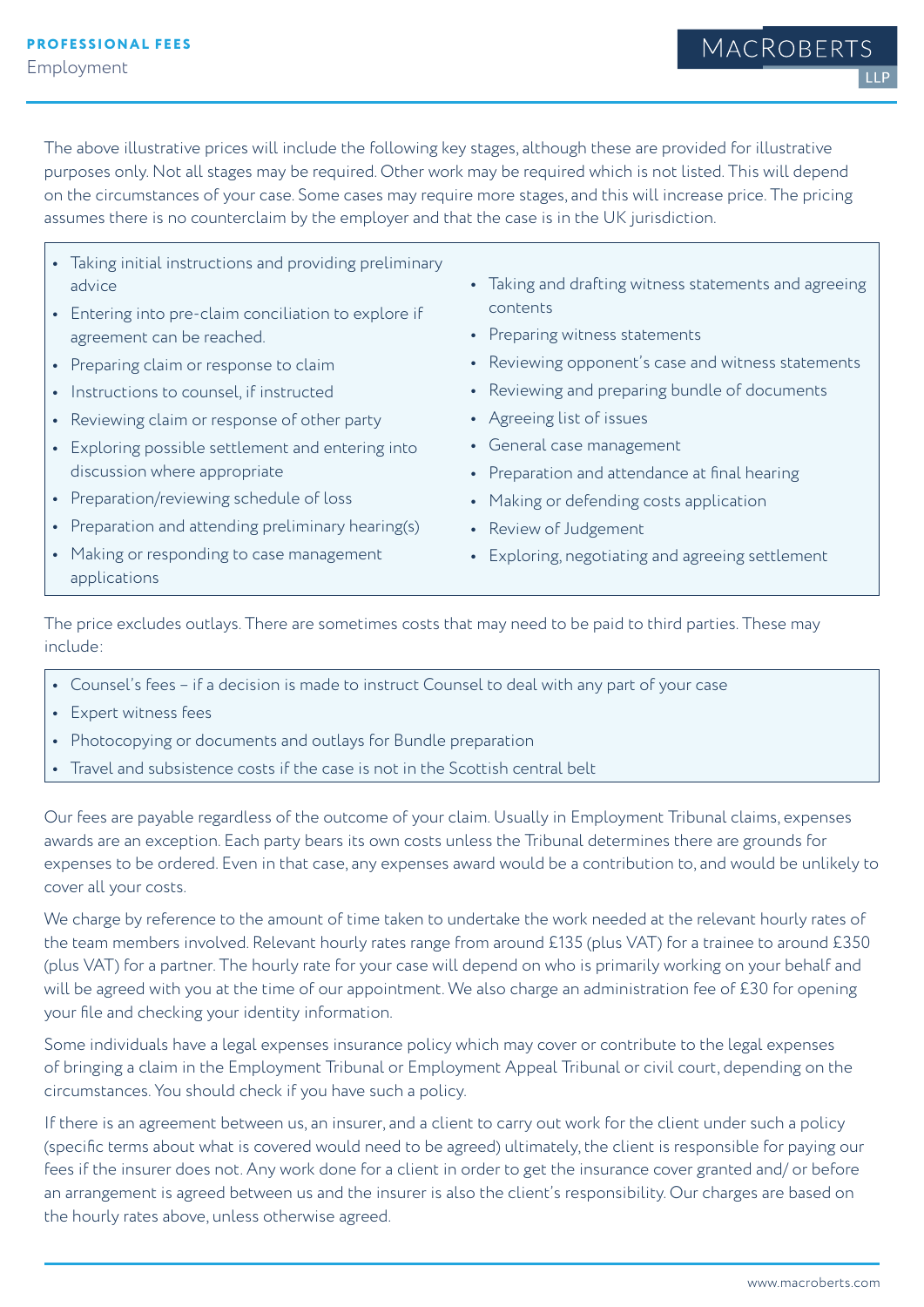The above illustrative prices will include the following key stages, although these are provided for illustrative purposes only. Not all stages may be required. Other work may be required which is not listed. This will depend on the circumstances of your case. Some cases may require more stages, and this will increase price. The pricing assumes there is no counterclaim by the employer and that the case is in the UK jurisdiction.

- Taking initial instructions and providing preliminary advice
- Entering into pre-claim conciliation to explore if agreement can be reached.
- Preparing claim or response to claim
- Instructions to counsel, if instructed
- Reviewing claim or response of other party
- Exploring possible settlement and entering into discussion where appropriate
- Preparation/reviewing schedule of loss
- Preparation and attending preliminary hearing(s)
- Making or responding to case management applications
- Taking and drafting witness statements and agreeing contents
- Preparing witness statements
- Reviewing opponent's case and witness statements
- Reviewing and preparing bundle of documents
- Agreeing list of issues
- General case management
- Preparation and attendance at final hearing
- Making or defending costs application
- Review of Judgement
- Exploring, negotiating and agreeing settlement

The price excludes outlays. There are sometimes costs that may need to be paid to third parties. These may include:

- Counsel's fees – if a decision is made to instruct Counsel to deal with any part of your case
- Expert witness fees
- Photocopying or documents and outlays for Bundle preparation
- Travel and subsistence costs if the case is not in the Scottish central belt

Our fees are payable regardless of the outcome of your claim. Usually in Employment Tribunal claims, expenses awards are an exception. Each party bears its own costs unless the Tribunal determines there are grounds for expenses to be ordered. Even in that case, any expenses award would be a contribution to, and would be unlikely to cover all your costs.

We charge by reference to the amount of time taken to undertake the work needed at the relevant hourly rates of the team members involved. Relevant hourly rates range from around £135 (plus VAT) for a trainee to around £350 (plus VAT) for a partner. The hourly rate for your case will depend on who is primarily working on your behalf and will be agreed with you at the time of our appointment. We also charge an administration fee of £30 for opening your file and checking your identity information.

Some individuals have a legal expenses insurance policy which may cover or contribute to the legal expenses of bringing a claim in the Employment Tribunal or Employment Appeal Tribunal or civil court, depending on the circumstances. You should check if you have such a policy.

If there is an agreement between us, an insurer, and a client to carry out work for the client under such a policy (specific terms about what is covered would need to be agreed) ultimately, the client is responsible for paying our fees if the insurer does not. Any work done for a client in order to get the insurance cover granted and/ or before an arrangement is agreed between us and the insurer is also the client's responsibility. Our charges are based on the hourly rates above, unless otherwise agreed.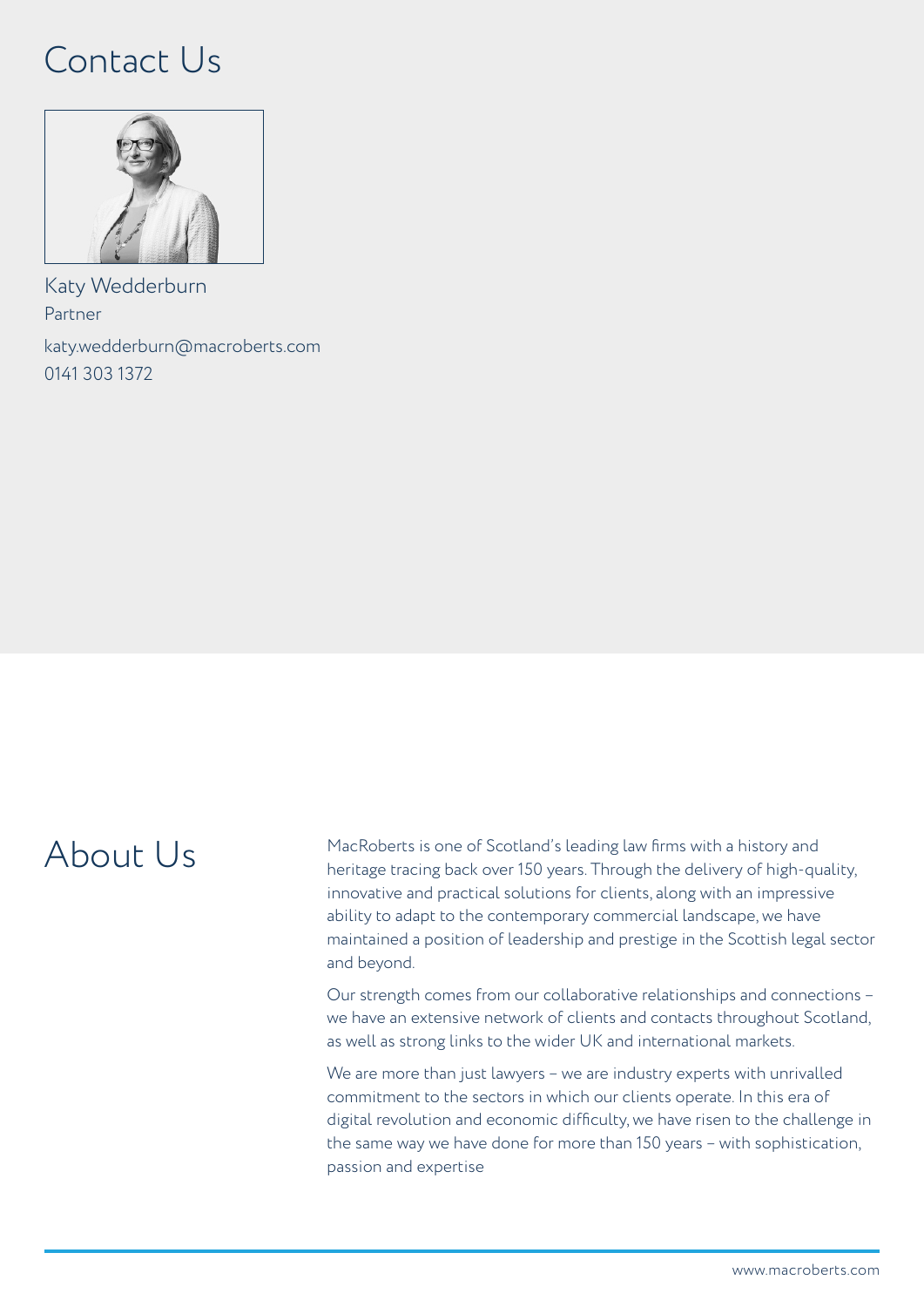# Contact Us

Katy Wedderburn
Partner
katy.wedderburn@macroberts.com
0141 303 1372

# About Us

MacRoberts is one of Scotland's leading law firms with a history and heritage tracing back over 150 years. Through the delivery of high-quality, innovative and practical solutions for clients, along with an impressive ability to adapt to the contemporary commercial landscape, we have maintained a position of leadership and prestige in the Scottish legal sector and beyond.

Our strength comes from our collaborative relationships and connections – we have an extensive network of clients and contacts throughout Scotland, as well as strong links to the wider UK and international markets.

We are more than just lawyers – we are industry experts with unrivalled commitment to the sectors in which our clients operate. In this era of digital revolution and economic difficulty, we have risen to the challenge in the same way we have done for more than 150 years – with sophistication, passion and expertise

www.macroberts.com